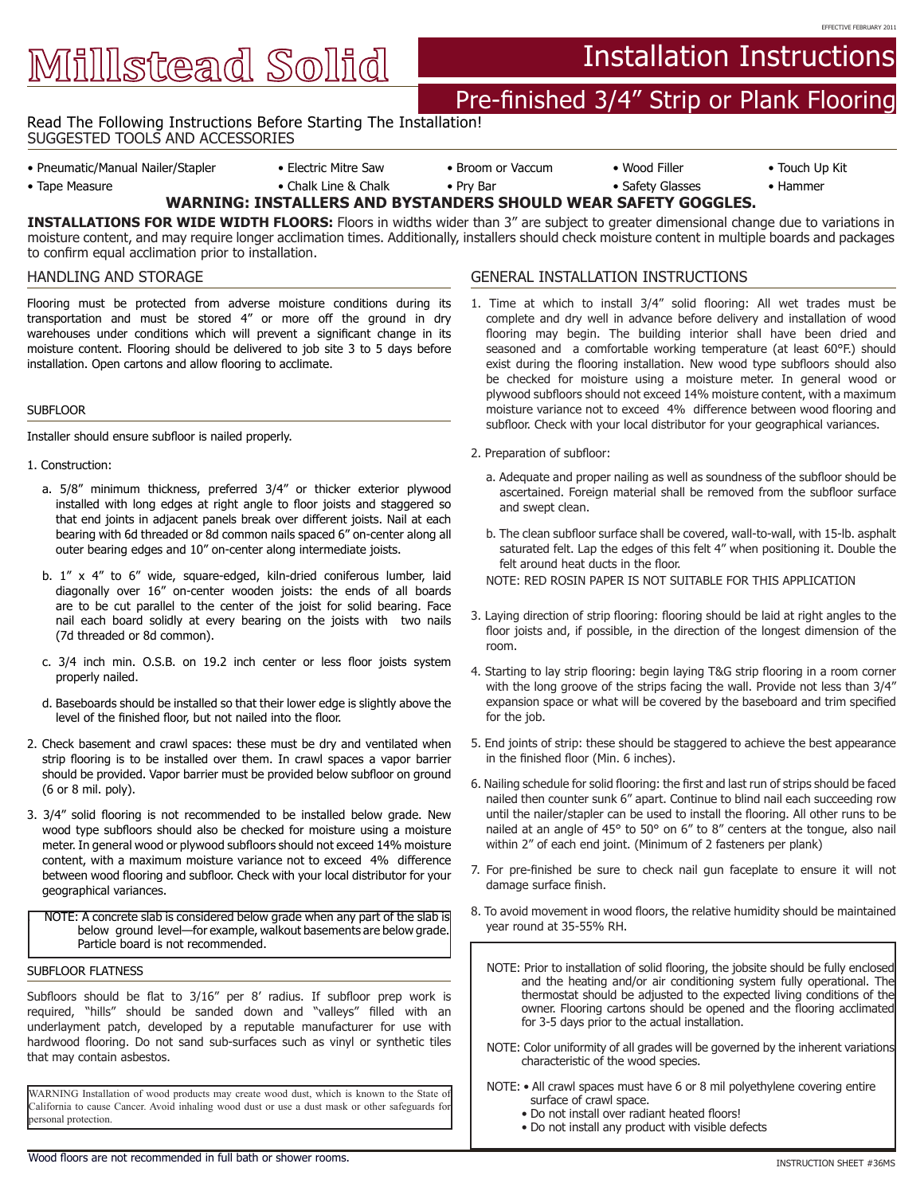EFFECTIVE FEBRUARY 2011

# Millstead Solid

# Installation Instructions

## Pre-finished 3/4" Strip or Plank Flooring

Read The Following Instructions Before Starting The Installation!

SUGGESTED TOOLS AND ACCESSORIES

- Pneumatic/Manual Nailer/Stapler
- Electric Mitre Saw
- Broom or Vaccum
- Wood Filler
- Touch Up Kit
- Tape Measure
- Chalk Line & Chalk
- Pry Bar
- Safety Glasses
- Hammer

**WARNING: INSTALLERS AND BYSTANDERS SHOULD WEAR SAFETY GOGGLES.**

**INSTALLATIONS FOR WIDE WIDTH FLOORS:** Floors in widths wider than 3" are subject to greater dimensional change due to variations in moisture content, and may require longer acclimation times. Additionally, installers should check moisture content in multiple boards and packages to confirm equal acclimation prior to installation.

## HANDLING AND STORAGE

Flooring must be protected from adverse moisture conditions during its transportation and must be stored 4" or more off the ground in dry warehouses under conditions which will prevent a significant change in its moisture content. Flooring should be delivered to job site 3 to 5 days before installation. Open cartons and allow flooring to acclimate.

### SUBFLOOR

Installer should ensure subfloor is nailed properly.

1. Construction:
   a. 5/8" minimum thickness, preferred 3/4" or thicker exterior plywood installed with long edges at right angle to floor joists and staggered so that end joints in adjacent panels break over different joists. Nail at each bearing with 6d threaded or 8d common nails spaced 6" on-center along all outer bearing edges and 10" on-center along intermediate joists.

   b. 1" x 4" to 6" wide, square-edged, kiln-dried coniferous lumber, laid diagonally over 16" on-center wooden joists: the ends of all boards are to be cut parallel to the center of the joist for solid bearing. Face nail each board solidly at every bearing on the joists with two nails (7d threaded or 8d common).

   c. 3/4 inch min. O.S.B. on 19.2 inch center or less floor joists system properly nailed.

   d. Baseboards should be installed so that their lower edge is slightly above the level of the finished floor, but not nailed into the floor.
2. Check basement and crawl spaces: these must be dry and ventilated when strip flooring is to be installed over them. In crawl spaces a vapor barrier should be provided. Vapor barrier must be provided below subfloor on ground (6 or 8 mil. poly).
3. 3/4" solid flooring is not recommended to be installed below grade. New wood type subfloors should also be checked for moisture using a moisture meter. In general wood or plywood subfloors should not exceed 14% moisture content, with a maximum moisture variance not to exceed 4% difference between wood flooring and subfloor. Check with your local distributor for your geographical variances.

NOTE: A concrete slab is considered below grade when any part of the slab is below ground level—for example, walkout basements are below grade. Particle board is not recommended.

### SUBFLOOR FLATNESS

Subfloors should be flat to 3/16" per 8' radius. If subfloor prep work is required, "hills" should be sanded down and "valleys" filled with an underlayment patch, developed by a reputable manufacturer for use with hardwood flooring. Do not sand sub-surfaces such as vinyl or synthetic tiles that may contain asbestos.

WARNING Installation of wood products may create wood dust, which is known to the State of California to cause Cancer. Avoid inhaling wood dust or use a dust mask or other safeguards for personal protection.

## GENERAL INSTALLATION INSTRUCTIONS

1. Time at which to install 3/4" solid flooring: All wet trades must be complete and dry well in advance before delivery and installation of wood flooring may begin. The building interior shall have been dried and seasoned and a comfortable working temperature (at least 60°F.) should exist during the flooring installation. New wood type subfloors should also be checked for moisture using a moisture meter. In general wood or plywood subfloors should not exceed 14% moisture content, with a maximum moisture variance not to exceed 4% difference between wood flooring and subfloor. Check with your local distributor for your geographical variances.
2. Preparation of subfloor:
   a. Adequate and proper nailing as well as soundness of the subfloor should be ascertained. Foreign material shall be removed from the subfloor surface and swept clean.

   b. The clean subfloor surface shall be covered, wall-to-wall, with 15-lb. asphalt saturated felt. Lap the edges of this felt 4" when positioning it. Double the felt around heat ducts in the floor.

   NOTE: RED ROSIN PAPER IS NOT SUITABLE FOR THIS APPLICATION
3. Laying direction of strip flooring: flooring should be laid at right angles to the floor joists and, if possible, in the direction of the longest dimension of the room.
4. Starting to lay strip flooring: begin laying T&G strip flooring in a room corner with the long groove of the strips facing the wall. Provide not less than 3/4" expansion space or what will be covered by the baseboard and trim specified for the job.
5. End joints of strip: these should be staggered to achieve the best appearance in the finished floor (Min. 6 inches).
6. Nailing schedule for solid flooring: the first and last run of strips should be faced nailed then counter sunk 6" apart. Continue to blind nail each succeeding row until the nailer/stapler can be used to install the flooring. All other runs to be nailed at an angle of 45° to 50° on 6" to 8" centers at the tongue, also nail within 2" of each end joint. (Minimum of 2 fasteners per plank)
7. For pre-finished be sure to check nail gun faceplate to ensure it will not damage surface finish.
8. To avoid movement in wood floors, the relative humidity should be maintained year round at 35-55% RH.

NOTE: Prior to installation of solid flooring, the jobsite should be fully enclosed and the heating and/or air conditioning system fully operational. The thermostat should be adjusted to the expected living conditions of the owner. Flooring cartons should be opened and the flooring acclimated for 3-5 days prior to the actual installation.

NOTE: Color uniformity of all grades will be governed by the inherent variations characteristic of the wood species.

NOTE:
- All crawl spaces must have 6 or 8 mil polyethylene covering entire surface of crawl space.
- Do not install over radiant heated floors!
- Do not install any product with visible defects

Wood floors are not recommended in full bath or shower rooms.

INSTRUCTION SHEET #36MS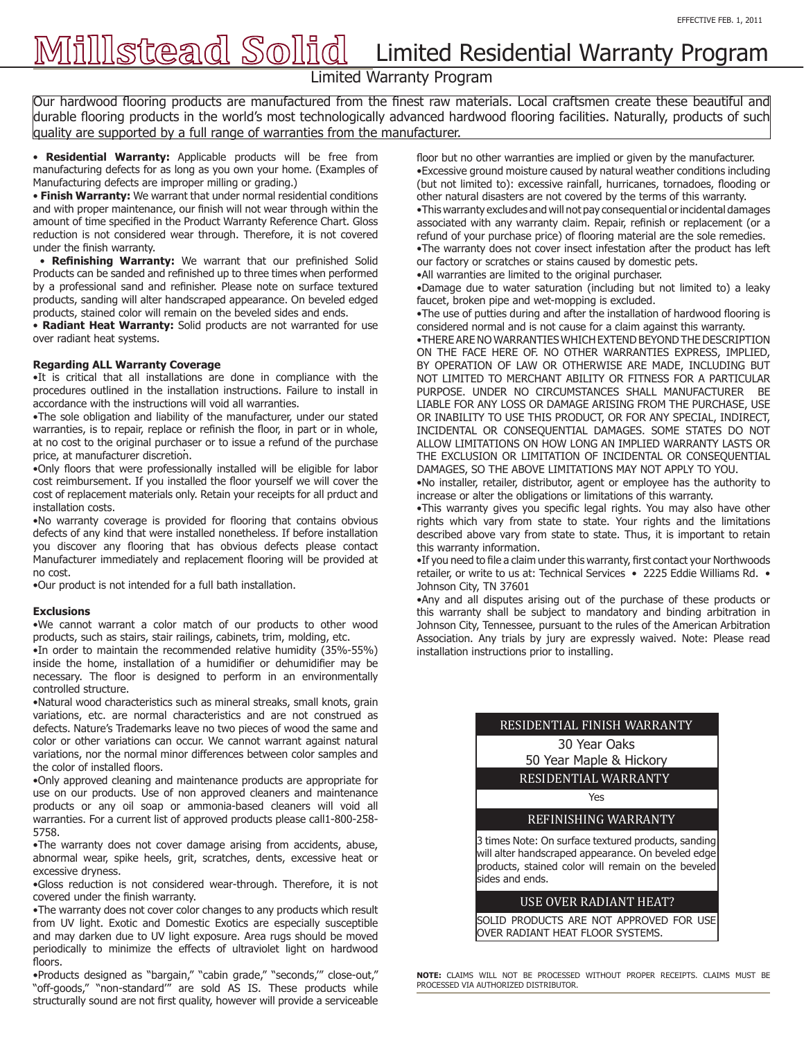EFFECTIVE FEB. 1, 2011

# Millstead Solid Limited Residential Warranty Program

## Limited Warranty Program

Our hardwood flooring products are manufactured from the finest raw materials. Local craftsmen create these beautiful and durable flooring products in the world's most technologically advanced hardwood flooring facilities. Naturally, products of such quality are supported by a full range of warranties from the manufacturer.

- **Residential Warranty:** Applicable products will be free from manufacturing defects for as long as you own your home. (Examples of Manufacturing defects are improper milling or grading.)
- **Finish Warranty:** We warrant that under normal residential conditions and with proper maintenance, our finish will not wear through within the amount of time specified in the Product Warranty Reference Chart. Gloss reduction is not considered wear through. Therefore, it is not covered under the finish warranty.
- **Refinishing Warranty:** We warrant that our prefinished Solid Products can be sanded and refinished up to three times when performed by a professional sand and refinisher. Please note on surface textured products, sanding will alter handscraped appearance. On beveled edged products, stained color will remain on the beveled sides and ends.
- **Radiant Heat Warranty:** Solid products are not warranted for use over radiant heat systems.

**Regarding ALL Warranty Coverage**

- It is critical that all installations are done in compliance with the procedures outlined in the installation instructions. Failure to install in accordance with the instructions will void all warranties.
- The sole obligation and liability of the manufacturer, under our stated warranties, is to repair, replace or refinish the floor, in part or in whole, at no cost to the original purchaser or to issue a refund of the purchase price, at manufacturer discretion.
- Only floors that were professionally installed will be eligible for labor cost reimbursement. If you installed the floor yourself we will cover the cost of replacement materials only. Retain your receipts for all prduct and installation costs.
- No warranty coverage is provided for flooring that contains obvious defects of any kind that were installed nonetheless. If before installation you discover any flooring that has obvious defects please contact Manufacturer immediately and replacement flooring will be provided at no cost.
- Our product is not intended for a full bath installation.

**Exclusions**

- We cannot warrant a color match of our products to other wood products, such as stairs, stair railings, cabinets, trim, molding, etc.
- In order to maintain the recommended relative humidity (35%-55%) inside the home, installation of a humidifier or dehumidifier may be necessary. The floor is designed to perform in an environmentally controlled structure.
- Natural wood characteristics such as mineral streaks, small knots, grain variations, etc. are normal characteristics and are not construed as defects. Nature's Trademarks leave no two pieces of wood the same and color or other variations can occur. We cannot warrant against natural variations, nor the normal minor differences between color samples and the color of installed floors.
- Only approved cleaning and maintenance products are appropriate for use on our products. Use of non approved cleaners and maintenance products or any oil soap or ammonia-based cleaners will void all warranties. For a current list of approved products please call1-800-258-5758.
- The warranty does not cover damage arising from accidents, abuse, abnormal wear, spike heels, grit, scratches, dents, excessive heat or excessive dryness.
- Gloss reduction is not considered wear-through. Therefore, it is not covered under the finish warranty.
- The warranty does not cover color changes to any products which result from UV light. Exotic and Domestic Exotics are especially susceptible and may darken due to UV light exposure. Area rugs should be moved periodically to minimize the effects of ultraviolet light on hardwood floors.
- Products designed as "bargain," "cabin grade," "seconds,'" close-out," "off-goods," "non-standard'" are sold AS IS. These products while structurally sound are not first quality, however will provide a serviceable floor but no other warranties are implied or given by the manufacturer.
- Excessive ground moisture caused by natural weather conditions including (but not limited to): excessive rainfall, hurricanes, tornadoes, flooding or other natural disasters are not covered by the terms of this warranty.
- This warranty excludes and will not pay consequential or incidental damages associated with any warranty claim. Repair, refinish or replacement (or a refund of your purchase price) of flooring material are the sole remedies.
- The warranty does not cover insect infestation after the product has left our factory or scratches or stains caused by domestic pets.
- All warranties are limited to the original purchaser.
- Damage due to water saturation (including but not limited to) a leaky faucet, broken pipe and wet-mopping is excluded.
- The use of putties during and after the installation of hardwood flooring is considered normal and is not cause for a claim against this warranty.
- THERE ARE NO WARRANTIES WHICH EXTEND BEYOND THE DESCRIPTION ON THE FACE HERE OF. NO OTHER WARRANTIES EXPRESS, IMPLIED, BY OPERATION OF LAW OR OTHERWISE ARE MADE, INCLUDING BUT NOT LIMITED TO MERCHANT ABILITY OR FITNESS FOR A PARTICULAR PURPOSE. UNDER NO CIRCUMSTANCES SHALL MANUFACTURER BE LIABLE FOR ANY LOSS OR DAMAGE ARISING FROM THE PURCHASE, USE OR INABILITY TO USE THIS PRODUCT, OR FOR ANY SPECIAL, INDIRECT, INCIDENTAL OR CONSEQUENTIAL DAMAGES. SOME STATES DO NOT ALLOW LIMITATIONS ON HOW LONG AN IMPLIED WARRANTY LASTS OR THE EXCLUSION OR LIMITATION OF INCIDENTAL OR CONSEQUENTIAL DAMAGES, SO THE ABOVE LIMITATIONS MAY NOT APPLY TO YOU.
- No installer, retailer, distributor, agent or employee has the authority to increase or alter the obligations or limitations of this warranty.
- This warranty gives you specific legal rights. You may also have other rights which vary from state to state. Your rights and the limitations described above vary from state to state. Thus, it is important to retain this warranty information.
- If you need to file a claim under this warranty, first contact your Northwoods retailer, or write to us at: Technical Services • 2225 Eddie Williams Rd. • Johnson City, TN 37601
- Any and all disputes arising out of the purchase of these products or this warranty shall be subject to mandatory and binding arbitration in Johnson City, Tennessee, pursuant to the rules of the American Arbitration Association. Any trials by jury are expressly waived. Note: Please read installation instructions prior to installing.

| RESIDENTIAL FINISH WARRANTY |
|---|
| 30 Year Oaks<br>50 Year Maple & Hickory |
| **RESIDENTIAL WARRANTY** |
| Yes |
| **REFINISHING WARRANTY** |
| 3 times Note: On surface textured products, sanding will alter handscraped appearance. On beveled edge products, stained color will remain on the beveled sides and ends. |
| **USE OVER RADIANT HEAT?** |
| SOLID PRODUCTS ARE NOT APPROVED FOR USE OVER RADIANT HEAT FLOOR SYSTEMS. |

**NOTE:** CLAIMS WILL NOT BE PROCESSED WITHOUT PROPER RECEIPTS. CLAIMS MUST BE PROCESSED VIA AUTHORIZED DISTRIBUTOR.